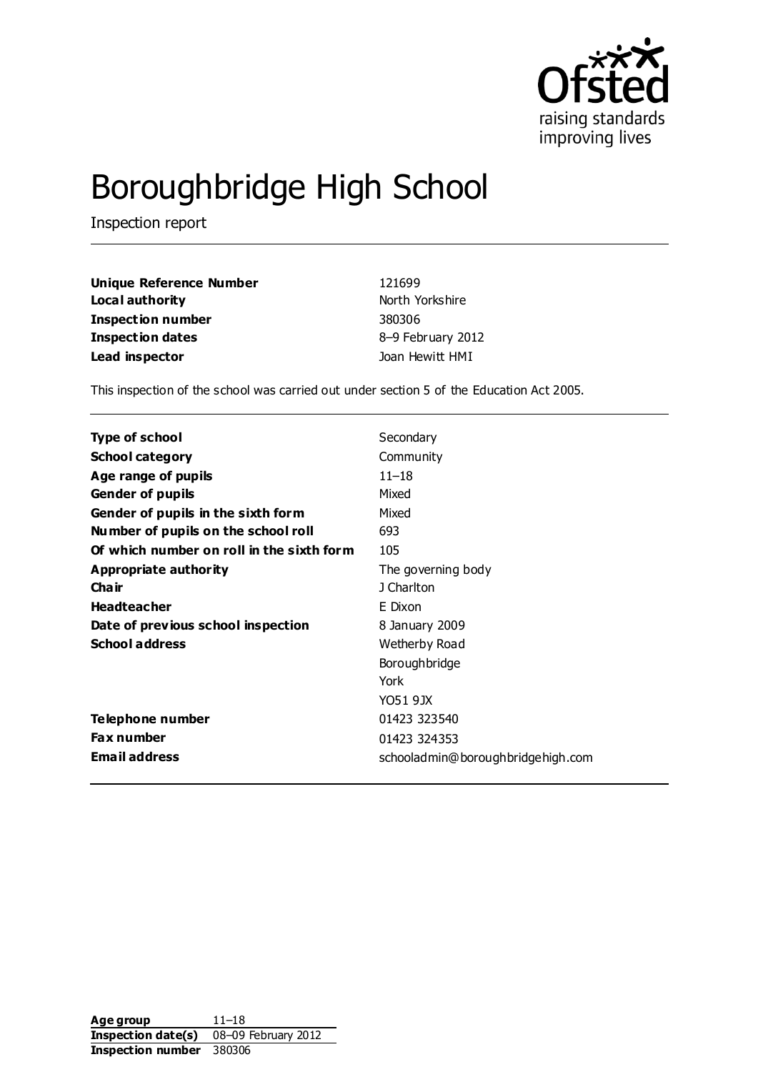# Boroughbridge High School

Inspection report

| | |
|---|---|
| **Unique Reference Number** | 121699 |
| **Local authority** | North Yorkshire |
| **Inspection number** | 380306 |
| **Inspection dates** | 8–9 February 2012 |
| **Lead inspector** | Joan Hewitt HMI |

This inspection of the school was carried out under section 5 of the Education Act 2005.

| | |
|---|---|
| **Type of school** | Secondary |
| **School category** | Community |
| **Age range of pupils** | 11–18 |
| **Gender of pupils** | Mixed |
| **Gender of pupils in the sixth form** | Mixed |
| **Number of pupils on the school roll** | 693 |
| **Of which number on roll in the sixth form** | 105 |
| **Appropriate authority** | The governing body |
| **Chair** | J Charlton |
| **Headteacher** | E Dixon |
| **Date of previous school inspection** | 8 January 2009 |
| **School address** | Wetherby Road<br>Boroughbridge<br>York<br>YO51 9JX |
| **Telephone number** | 01423 323540 |
| **Fax number** | 01423 324353 |
| **Email address** | schooladmin@boroughbridgehigh.com |

| | |
|---|---|
| **Age group** | 11–18 |
| **Inspection date(s)** | 08–09 February 2012 |
| **Inspection number** | 380306 |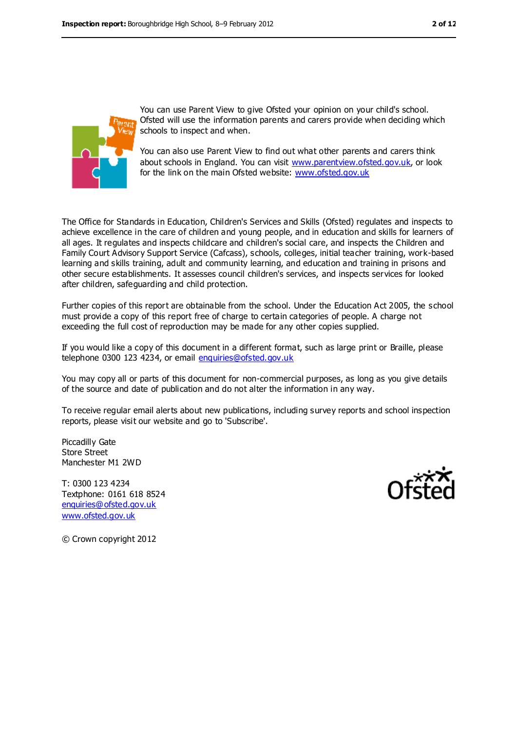You can use Parent View to give Ofsted your opinion on your child's school. Ofsted will use the information parents and carers provide when deciding which schools to inspect and when.

You can also use Parent View to find out what other parents and carers think about schools in England. You can visit www.parentview.ofsted.gov.uk, or look for the link on the main Ofsted website: www.ofsted.gov.uk

The Office for Standards in Education, Children's Services and Skills (Ofsted) regulates and inspects to achieve excellence in the care of children and young people, and in education and skills for learners of all ages. It regulates and inspects childcare and children's social care, and inspects the Children and Family Court Advisory Support Service (Cafcass), schools, colleges, initial teacher training, work-based learning and skills training, adult and community learning, and education and training in prisons and other secure establishments. It assesses council children's services, and inspects services for looked after children, safeguarding and child protection.

Further copies of this report are obtainable from the school. Under the Education Act 2005, the school must provide a copy of this report free of charge to certain categories of people. A charge not exceeding the full cost of reproduction may be made for any other copies supplied.

If you would like a copy of this document in a different format, such as large print or Braille, please telephone 0300 123 4234, or email enquiries@ofsted.gov.uk

You may copy all or parts of this document for non-commercial purposes, as long as you give details of the source and date of publication and do not alter the information in any way.

To receive regular email alerts about new publications, including survey reports and school inspection reports, please visit our website and go to 'Subscribe'.

Piccadilly Gate
Store Street
Manchester M1 2WD

T: 0300 123 4234
Textphone: 0161 618 8524
enquiries@ofsted.gov.uk
www.ofsted.gov.uk

© Crown copyright 2012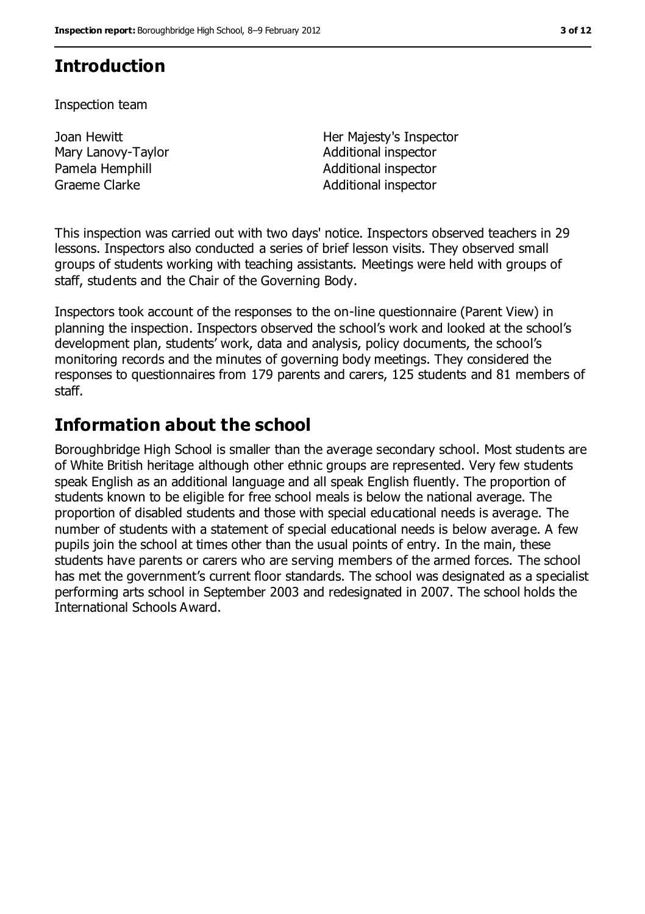## Introduction

Inspection team

| | |
|---|---|
| Joan Hewitt | Her Majesty's Inspector |
| Mary Lanovy-Taylor | Additional inspector |
| Pamela Hemphill | Additional inspector |
| Graeme Clarke | Additional inspector |

This inspection was carried out with two days' notice. Inspectors observed teachers in 29 lessons. Inspectors also conducted a series of brief lesson visits. They observed small groups of students working with teaching assistants. Meetings were held with groups of staff, students and the Chair of the Governing Body.

Inspectors took account of the responses to the on-line questionnaire (Parent View) in planning the inspection. Inspectors observed the school's work and looked at the school's development plan, students' work, data and analysis, policy documents, the school's monitoring records and the minutes of governing body meetings. They considered the responses to questionnaires from 179 parents and carers, 125 students and 81 members of staff.

## Information about the school

Boroughbridge High School is smaller than the average secondary school. Most students are of White British heritage although other ethnic groups are represented. Very few students speak English as an additional language and all speak English fluently. The proportion of students known to be eligible for free school meals is below the national average. The proportion of disabled students and those with special educational needs is average. The number of students with a statement of special educational needs is below average. A few pupils join the school at times other than the usual points of entry. In the main, these students have parents or carers who are serving members of the armed forces. The school has met the government's current floor standards. The school was designated as a specialist performing arts school in September 2003 and redesignated in 2007. The school holds the International Schools Award.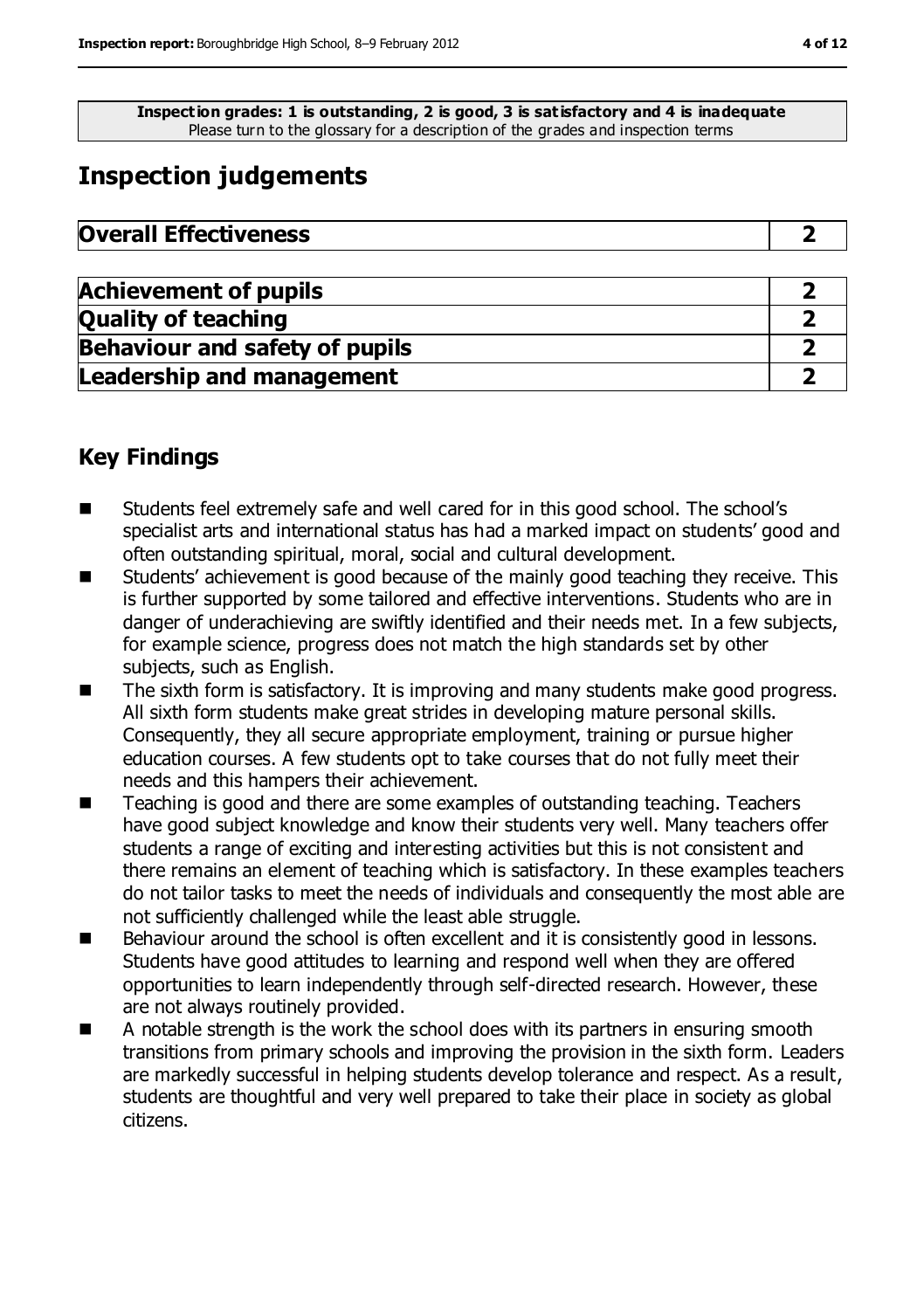**Inspection grades: 1 is outstanding, 2 is good, 3 is satisfactory and 4 is inadequate**
Please turn to the glossary for a description of the grades and inspection terms

# Inspection judgements

| | |
|---|---|
| **Overall Effectiveness** | **2** |

| | |
|---|---|
| **Achievement of pupils** | **2** |
| **Quality of teaching** | **2** |
| **Behaviour and safety of pupils** | **2** |
| **Leadership and management** | **2** |

## Key Findings

- Students feel extremely safe and well cared for in this good school. The school's specialist arts and international status has had a marked impact on students' good and often outstanding spiritual, moral, social and cultural development.
- Students' achievement is good because of the mainly good teaching they receive. This is further supported by some tailored and effective interventions. Students who are in danger of underachieving are swiftly identified and their needs met. In a few subjects, for example science, progress does not match the high standards set by other subjects, such as English.
- The sixth form is satisfactory. It is improving and many students make good progress. All sixth form students make great strides in developing mature personal skills. Consequently, they all secure appropriate employment, training or pursue higher education courses. A few students opt to take courses that do not fully meet their needs and this hampers their achievement.
- Teaching is good and there are some examples of outstanding teaching. Teachers have good subject knowledge and know their students very well. Many teachers offer students a range of exciting and interesting activities but this is not consistent and there remains an element of teaching which is satisfactory. In these examples teachers do not tailor tasks to meet the needs of individuals and consequently the most able are not sufficiently challenged while the least able struggle.
- Behaviour around the school is often excellent and it is consistently good in lessons. Students have good attitudes to learning and respond well when they are offered opportunities to learn independently through self-directed research. However, these are not always routinely provided.
- A notable strength is the work the school does with its partners in ensuring smooth transitions from primary schools and improving the provision in the sixth form. Leaders are markedly successful in helping students develop tolerance and respect. As a result, students are thoughtful and very well prepared to take their place in society as global citizens.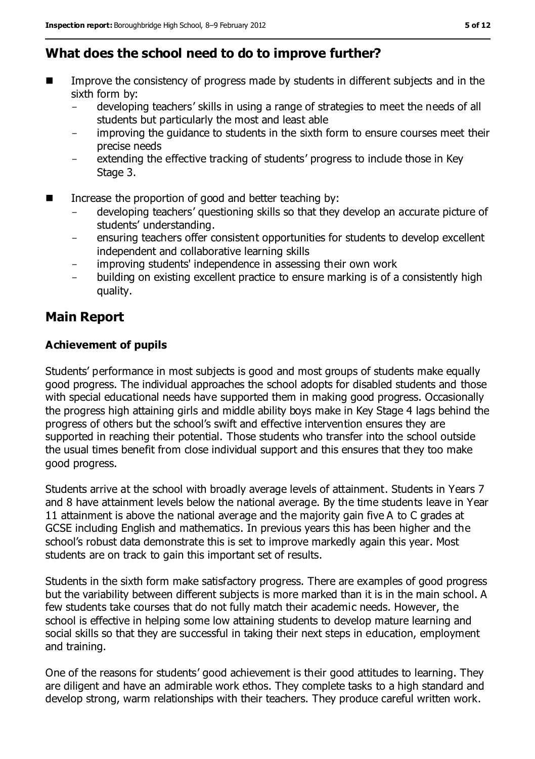## What does the school need to do to improve further?

- Improve the consistency of progress made by students in different subjects and in the sixth form by:
  - developing teachers' skills in using a range of strategies to meet the needs of all students but particularly the most and least able
  - improving the guidance to students in the sixth form to ensure courses meet their precise needs
  - extending the effective tracking of students' progress to include those in Key Stage 3.
- Increase the proportion of good and better teaching by:
  - developing teachers' questioning skills so that they develop an accurate picture of students' understanding.
  - ensuring teachers offer consistent opportunities for students to develop excellent independent and collaborative learning skills
  - improving students' independence in assessing their own work
  - building on existing excellent practice to ensure marking is of a consistently high quality.

## Main Report

### Achievement of pupils

Students' performance in most subjects is good and most groups of students make equally good progress. The individual approaches the school adopts for disabled students and those with special educational needs have supported them in making good progress. Occasionally the progress high attaining girls and middle ability boys make in Key Stage 4 lags behind the progress of others but the school's swift and effective intervention ensures they are supported in reaching their potential. Those students who transfer into the school outside the usual times benefit from close individual support and this ensures that they too make good progress.

Students arrive at the school with broadly average levels of attainment. Students in Years 7 and 8 have attainment levels below the national average. By the time students leave in Year 11 attainment is above the national average and the majority gain five A to C grades at GCSE including English and mathematics. In previous years this has been higher and the school's robust data demonstrate this is set to improve markedly again this year. Most students are on track to gain this important set of results.

Students in the sixth form make satisfactory progress. There are examples of good progress but the variability between different subjects is more marked than it is in the main school. A few students take courses that do not fully match their academic needs. However, the school is effective in helping some low attaining students to develop mature learning and social skills so that they are successful in taking their next steps in education, employment and training.

One of the reasons for students' good achievement is their good attitudes to learning. They are diligent and have an admirable work ethos. They complete tasks to a high standard and develop strong, warm relationships with their teachers. They produce careful written work.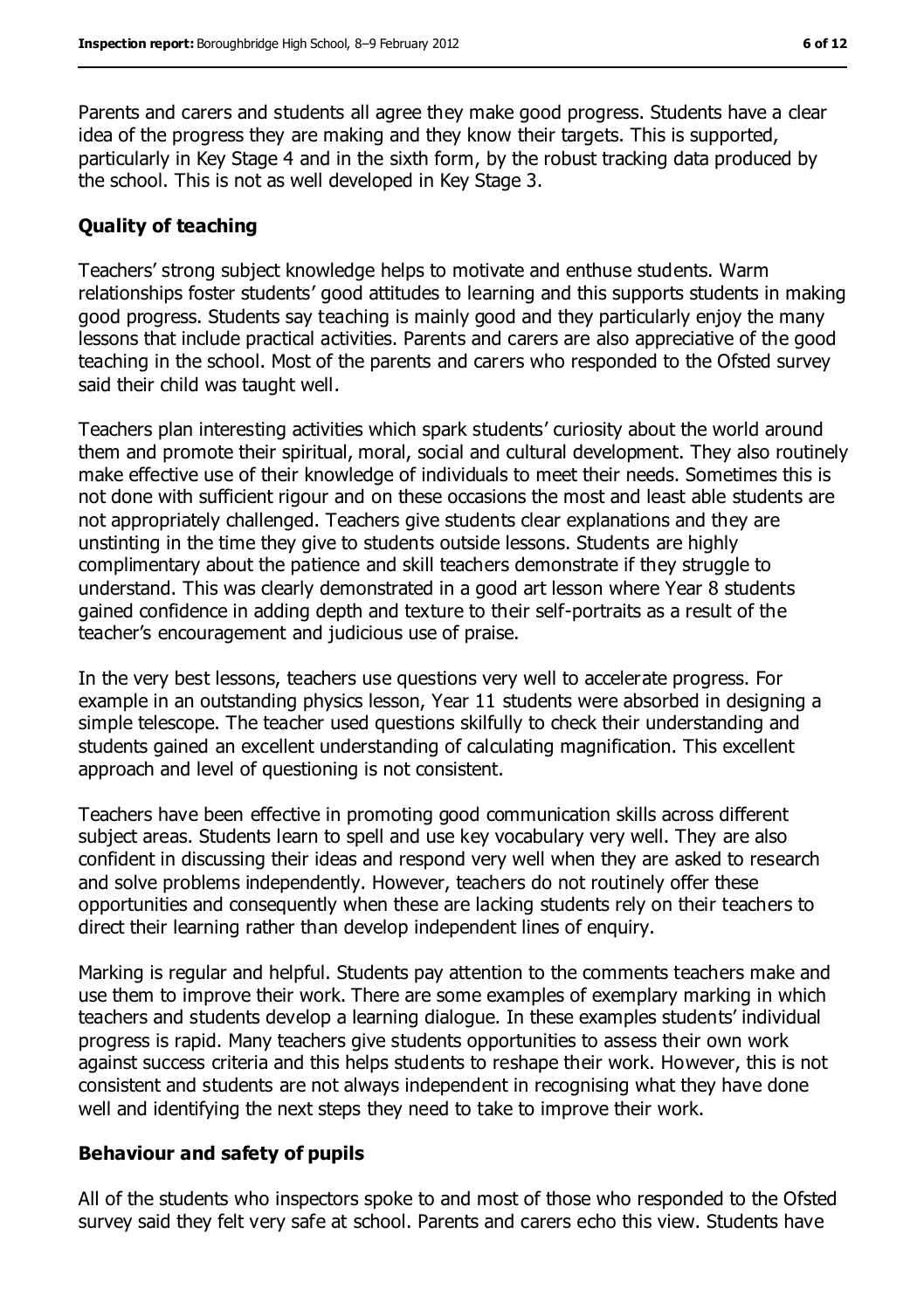Parents and carers and students all agree they make good progress. Students have a clear idea of the progress they are making and they know their targets. This is supported, particularly in Key Stage 4 and in the sixth form, by the robust tracking data produced by the school. This is not as well developed in Key Stage 3.

### Quality of teaching

Teachers' strong subject knowledge helps to motivate and enthuse students. Warm relationships foster students' good attitudes to learning and this supports students in making good progress. Students say teaching is mainly good and they particularly enjoy the many lessons that include practical activities. Parents and carers are also appreciative of the good teaching in the school. Most of the parents and carers who responded to the Ofsted survey said their child was taught well.

Teachers plan interesting activities which spark students' curiosity about the world around them and promote their spiritual, moral, social and cultural development. They also routinely make effective use of their knowledge of individuals to meet their needs. Sometimes this is not done with sufficient rigour and on these occasions the most and least able students are not appropriately challenged. Teachers give students clear explanations and they are unstinting in the time they give to students outside lessons. Students are highly complimentary about the patience and skill teachers demonstrate if they struggle to understand. This was clearly demonstrated in a good art lesson where Year 8 students gained confidence in adding depth and texture to their self-portraits as a result of the teacher's encouragement and judicious use of praise.

In the very best lessons, teachers use questions very well to accelerate progress. For example in an outstanding physics lesson, Year 11 students were absorbed in designing a simple telescope. The teacher used questions skilfully to check their understanding and students gained an excellent understanding of calculating magnification. This excellent approach and level of questioning is not consistent.

Teachers have been effective in promoting good communication skills across different subject areas. Students learn to spell and use key vocabulary very well. They are also confident in discussing their ideas and respond very well when they are asked to research and solve problems independently. However, teachers do not routinely offer these opportunities and consequently when these are lacking students rely on their teachers to direct their learning rather than develop independent lines of enquiry.

Marking is regular and helpful. Students pay attention to the comments teachers make and use them to improve their work. There are some examples of exemplary marking in which teachers and students develop a learning dialogue. In these examples students' individual progress is rapid. Many teachers give students opportunities to assess their own work against success criteria and this helps students to reshape their work. However, this is not consistent and students are not always independent in recognising what they have done well and identifying the next steps they need to take to improve their work.

### Behaviour and safety of pupils

All of the students who inspectors spoke to and most of those who responded to the Ofsted survey said they felt very safe at school. Parents and carers echo this view. Students have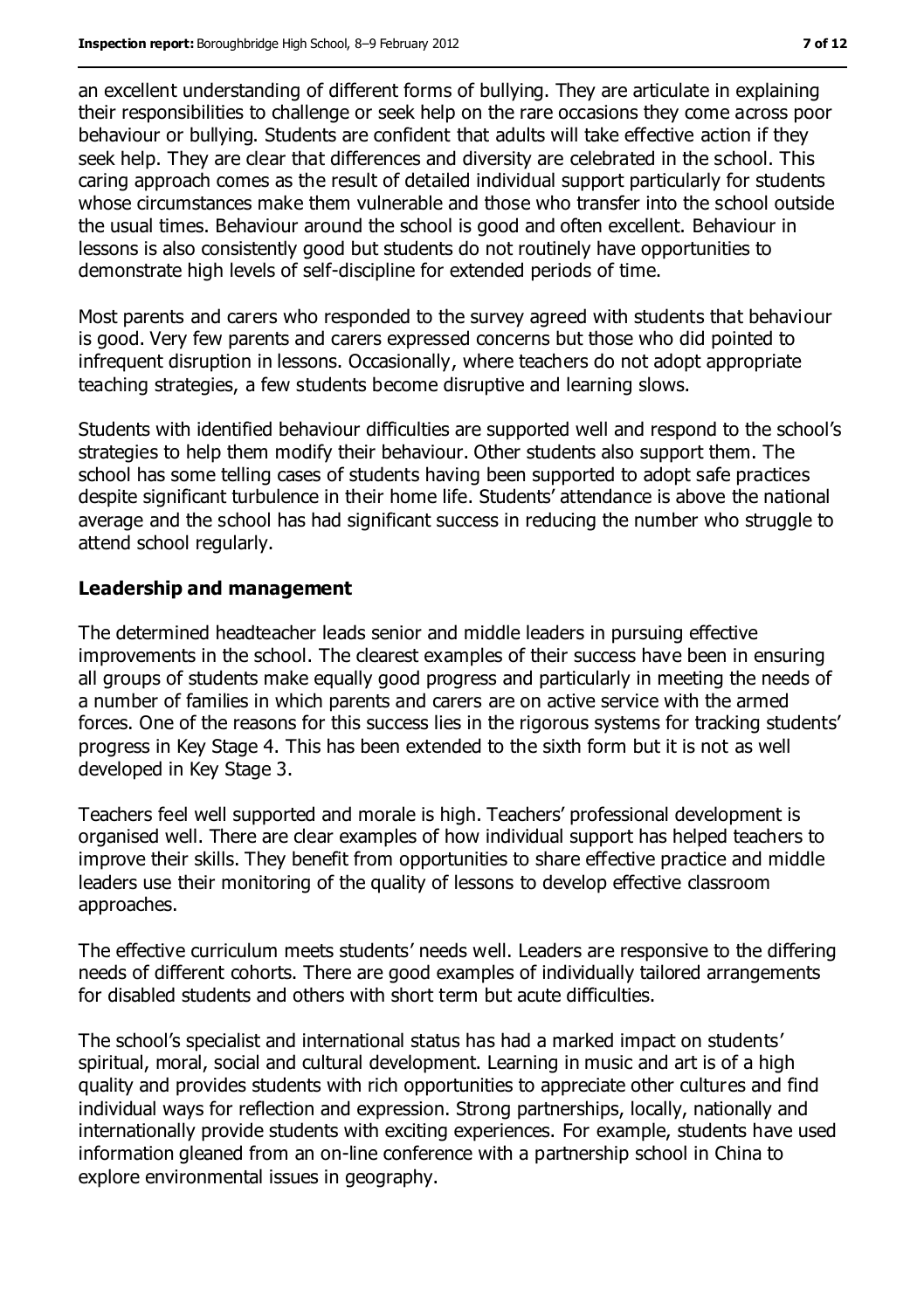an excellent understanding of different forms of bullying. They are articulate in explaining their responsibilities to challenge or seek help on the rare occasions they come across poor behaviour or bullying. Students are confident that adults will take effective action if they seek help. They are clear that differences and diversity are celebrated in the school. This caring approach comes as the result of detailed individual support particularly for students whose circumstances make them vulnerable and those who transfer into the school outside the usual times. Behaviour around the school is good and often excellent. Behaviour in lessons is also consistently good but students do not routinely have opportunities to demonstrate high levels of self-discipline for extended periods of time.

Most parents and carers who responded to the survey agreed with students that behaviour is good. Very few parents and carers expressed concerns but those who did pointed to infrequent disruption in lessons. Occasionally, where teachers do not adopt appropriate teaching strategies, a few students become disruptive and learning slows.

Students with identified behaviour difficulties are supported well and respond to the school's strategies to help them modify their behaviour. Other students also support them. The school has some telling cases of students having been supported to adopt safe practices despite significant turbulence in their home life. Students' attendance is above the national average and the school has had significant success in reducing the number who struggle to attend school regularly.

### Leadership and management

The determined headteacher leads senior and middle leaders in pursuing effective improvements in the school. The clearest examples of their success have been in ensuring all groups of students make equally good progress and particularly in meeting the needs of a number of families in which parents and carers are on active service with the armed forces. One of the reasons for this success lies in the rigorous systems for tracking students' progress in Key Stage 4. This has been extended to the sixth form but it is not as well developed in Key Stage 3.

Teachers feel well supported and morale is high. Teachers' professional development is organised well. There are clear examples of how individual support has helped teachers to improve their skills. They benefit from opportunities to share effective practice and middle leaders use their monitoring of the quality of lessons to develop effective classroom approaches.

The effective curriculum meets students' needs well. Leaders are responsive to the differing needs of different cohorts. There are good examples of individually tailored arrangements for disabled students and others with short term but acute difficulties.

The school's specialist and international status has had a marked impact on students' spiritual, moral, social and cultural development. Learning in music and art is of a high quality and provides students with rich opportunities to appreciate other cultures and find individual ways for reflection and expression. Strong partnerships, locally, nationally and internationally provide students with exciting experiences. For example, students have used information gleaned from an on-line conference with a partnership school in China to explore environmental issues in geography.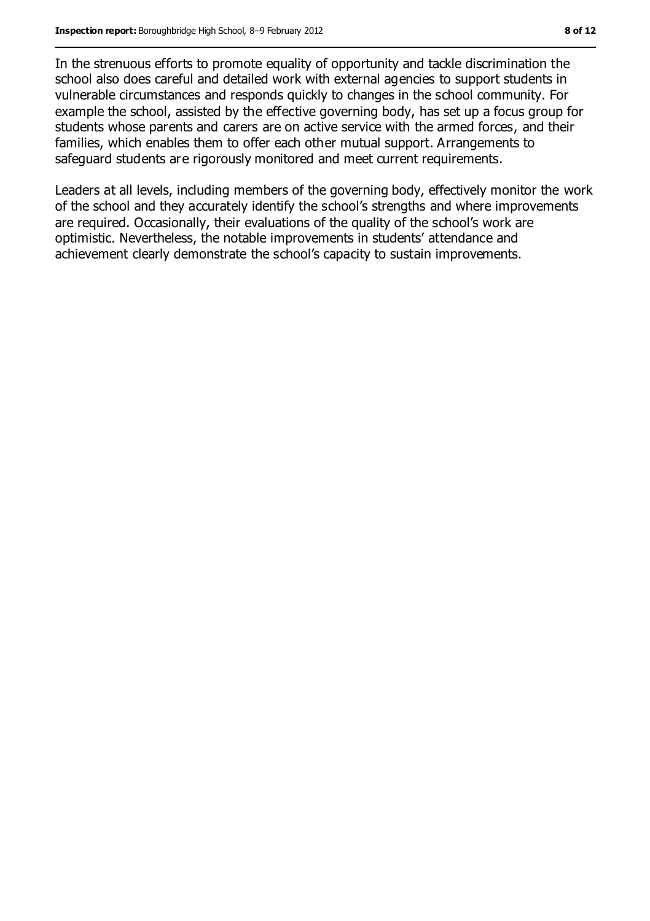In the strenuous efforts to promote equality of opportunity and tackle discrimination the school also does careful and detailed work with external agencies to support students in vulnerable circumstances and responds quickly to changes in the school community. For example the school, assisted by the effective governing body, has set up a focus group for students whose parents and carers are on active service with the armed forces, and their families, which enables them to offer each other mutual support. Arrangements to safeguard students are rigorously monitored and meet current requirements.

Leaders at all levels, including members of the governing body, effectively monitor the work of the school and they accurately identify the school's strengths and where improvements are required. Occasionally, their evaluations of the quality of the school's work are optimistic. Nevertheless, the notable improvements in students' attendance and achievement clearly demonstrate the school's capacity to sustain improvements.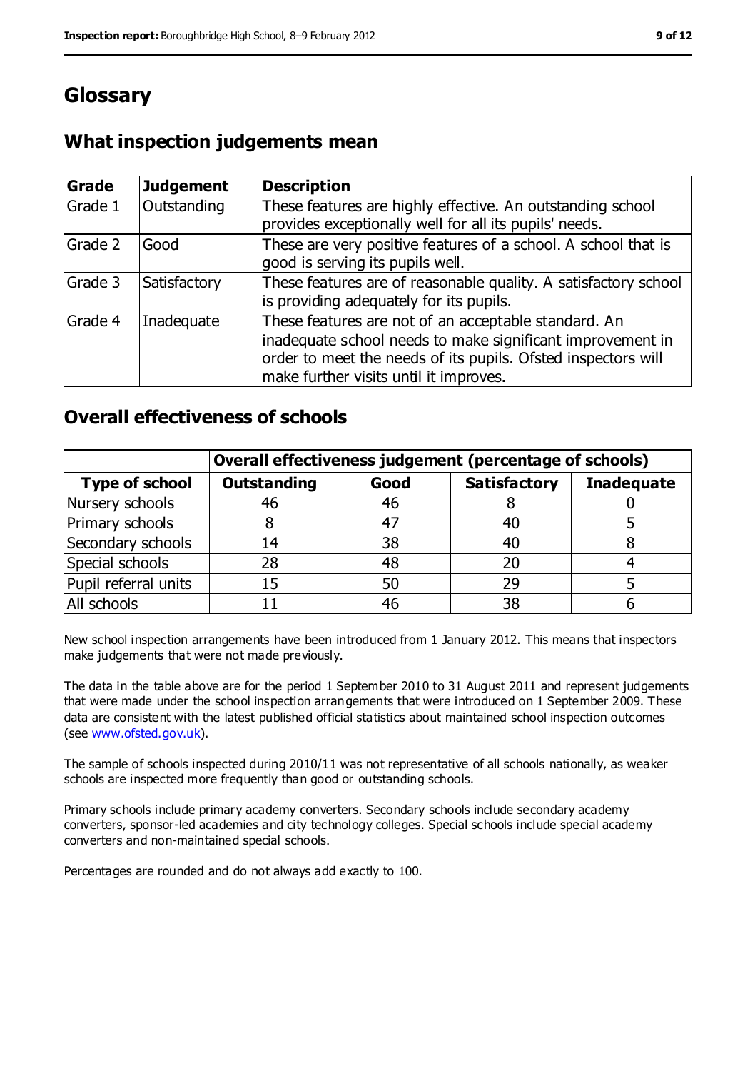# Glossary

## What inspection judgements mean

| Grade | Judgement | Description |
| --- | --- | --- |
| Grade 1 | Outstanding | These features are highly effective. An outstanding school provides exceptionally well for all its pupils' needs. |
| Grade 2 | Good | These are very positive features of a school. A school that is good is serving its pupils well. |
| Grade 3 | Satisfactory | These features are of reasonable quality. A satisfactory school is providing adequately for its pupils. |
| Grade 4 | Inadequate | These features are not of an acceptable standard. An inadequate school needs to make significant improvement in order to meet the needs of its pupils. Ofsted inspectors will make further visits until it improves. |

## Overall effectiveness of schools

| | Overall effectiveness judgement (percentage of schools) | | | |
| --- | --- | --- | --- | --- |
| **Type of school** | **Outstanding** | **Good** | **Satisfactory** | **Inadequate** |
| Nursery schools | 46 | 46 | 8 | 0 |
| Primary schools | 8 | 47 | 40 | 5 |
| Secondary schools | 14 | 38 | 40 | 8 |
| Special schools | 28 | 48 | 20 | 4 |
| Pupil referral units | 15 | 50 | 29 | 5 |
| All schools | 11 | 46 | 38 | 6 |

New school inspection arrangements have been introduced from 1 January 2012. This means that inspectors make judgements that were not made previously.

The data in the table above are for the period 1 September 2010 to 31 August 2011 and represent judgements that were made under the school inspection arrangements that were introduced on 1 September 2009. These data are consistent with the latest published official statistics about maintained school inspection outcomes (see www.ofsted.gov.uk).

The sample of schools inspected during 2010/11 was not representative of all schools nationally, as weaker schools are inspected more frequently than good or outstanding schools.

Primary schools include primary academy converters. Secondary schools include secondary academy converters, sponsor-led academies and city technology colleges. Special schools include special academy converters and non-maintained special schools.

Percentages are rounded and do not always add exactly to 100.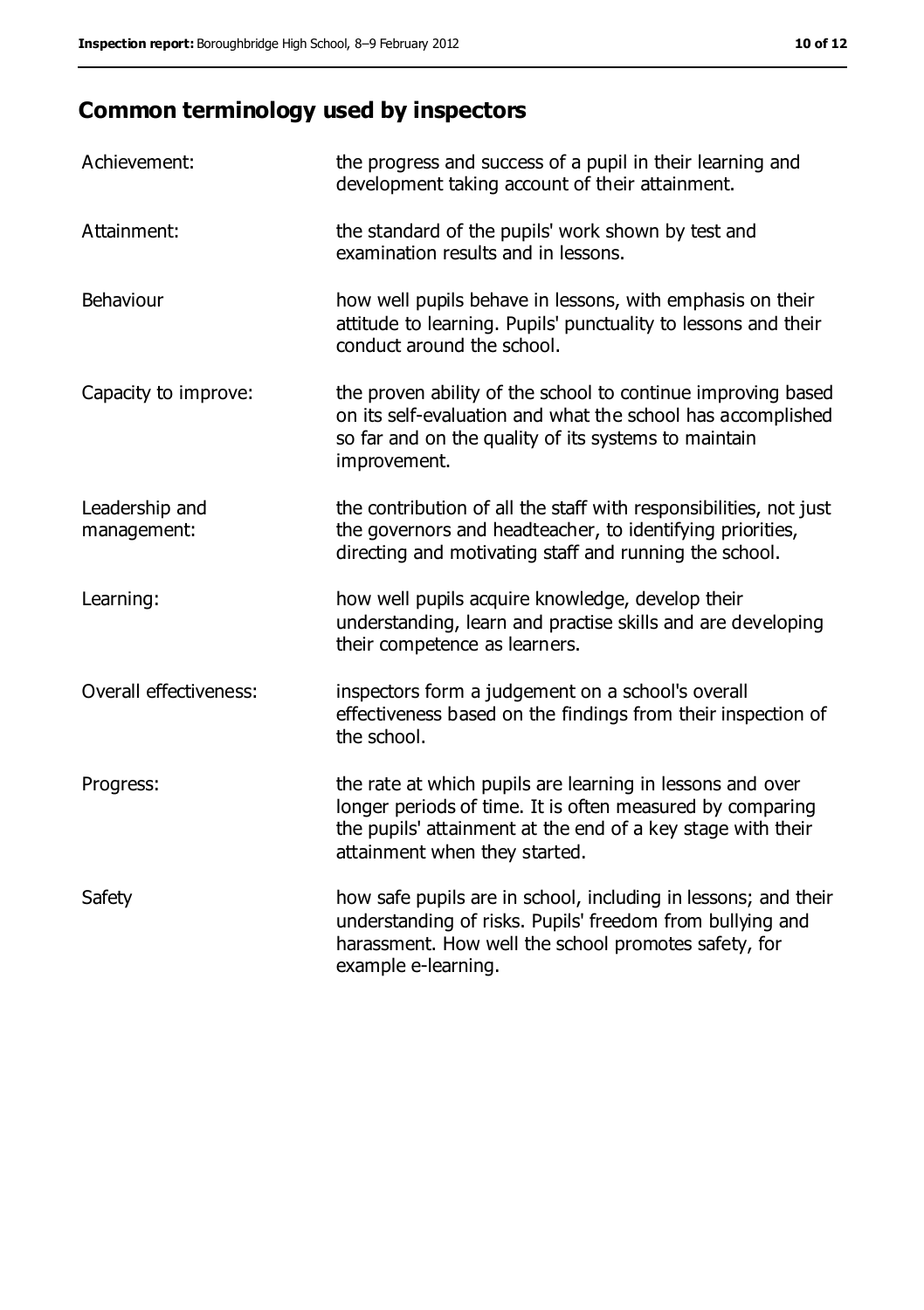## Common terminology used by inspectors

| | |
|---|---|
| Achievement: | the progress and success of a pupil in their learning and development taking account of their attainment. |
| Attainment: | the standard of the pupils' work shown by test and examination results and in lessons. |
| Behaviour | how well pupils behave in lessons, with emphasis on their attitude to learning. Pupils' punctuality to lessons and their conduct around the school. |
| Capacity to improve: | the proven ability of the school to continue improving based on its self-evaluation and what the school has accomplished so far and on the quality of its systems to maintain improvement. |
| Leadership and management: | the contribution of all the staff with responsibilities, not just the governors and headteacher, to identifying priorities, directing and motivating staff and running the school. |
| Learning: | how well pupils acquire knowledge, develop their understanding, learn and practise skills and are developing their competence as learners. |
| Overall effectiveness: | inspectors form a judgement on a school's overall effectiveness based on the findings from their inspection of the school. |
| Progress: | the rate at which pupils are learning in lessons and over longer periods of time. It is often measured by comparing the pupils' attainment at the end of a key stage with their attainment when they started. |
| Safety | how safe pupils are in school, including in lessons; and their understanding of risks. Pupils' freedom from bullying and harassment. How well the school promotes safety, for example e-learning. |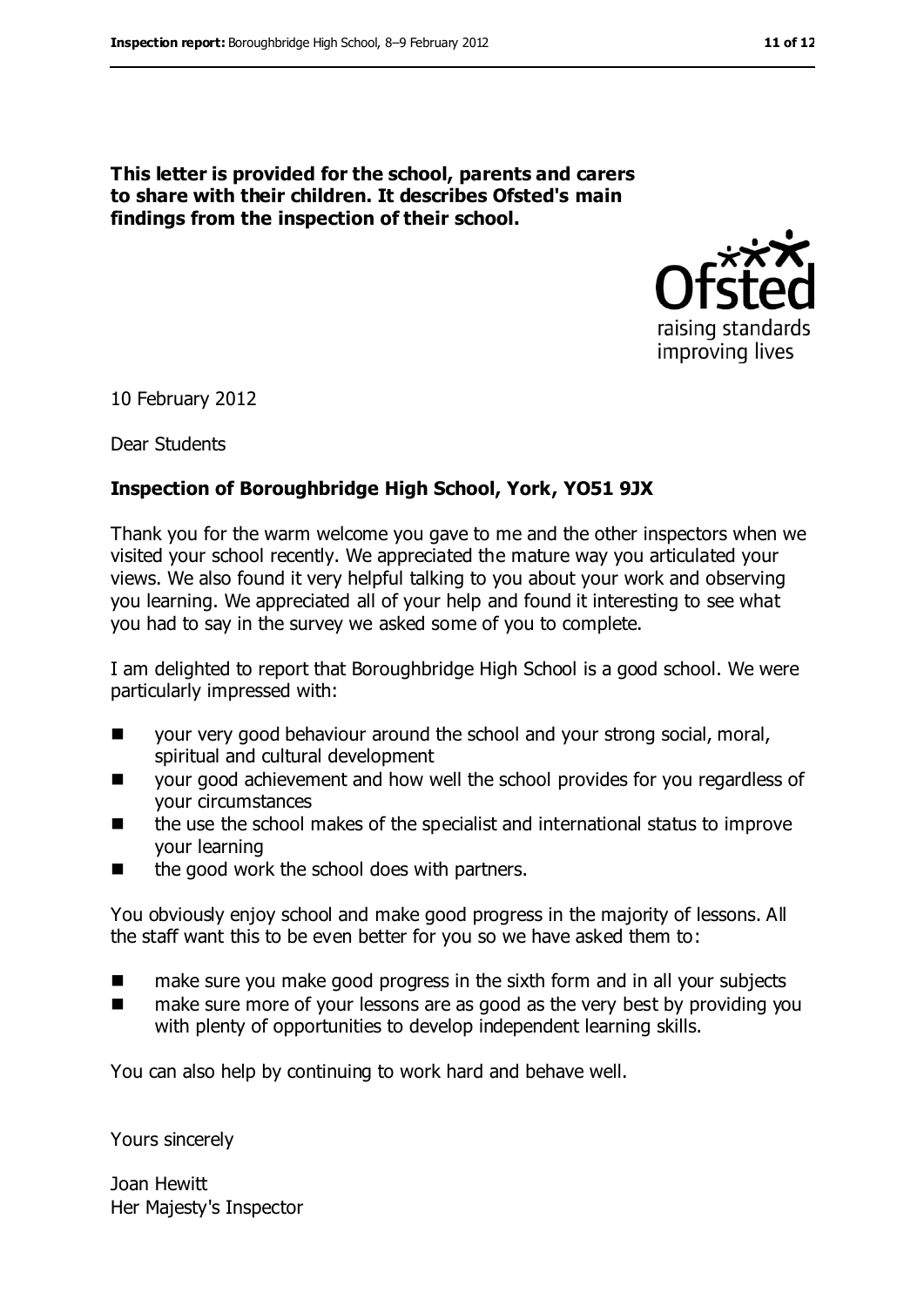**This letter is provided for the school, parents and carers to share with their children. It describes Ofsted's main findings from the inspection of their school.**

10 February 2012

Dear Students

**Inspection of Boroughbridge High School, York, YO51 9JX**

Thank you for the warm welcome you gave to me and the other inspectors when we visited your school recently. We appreciated the mature way you articulated your views. We also found it very helpful talking to you about your work and observing you learning. We appreciated all of your help and found it interesting to see what you had to say in the survey we asked some of you to complete.

I am delighted to report that Boroughbridge High School is a good school. We were particularly impressed with:

- your very good behaviour around the school and your strong social, moral, spiritual and cultural development
- your good achievement and how well the school provides for you regardless of your circumstances
- the use the school makes of the specialist and international status to improve your learning
- the good work the school does with partners.

You obviously enjoy school and make good progress in the majority of lessons. All the staff want this to be even better for you so we have asked them to:

- make sure you make good progress in the sixth form and in all your subjects
- make sure more of your lessons are as good as the very best by providing you with plenty of opportunities to develop independent learning skills.

You can also help by continuing to work hard and behave well.

Yours sincerely

Joan Hewitt
Her Majesty's Inspector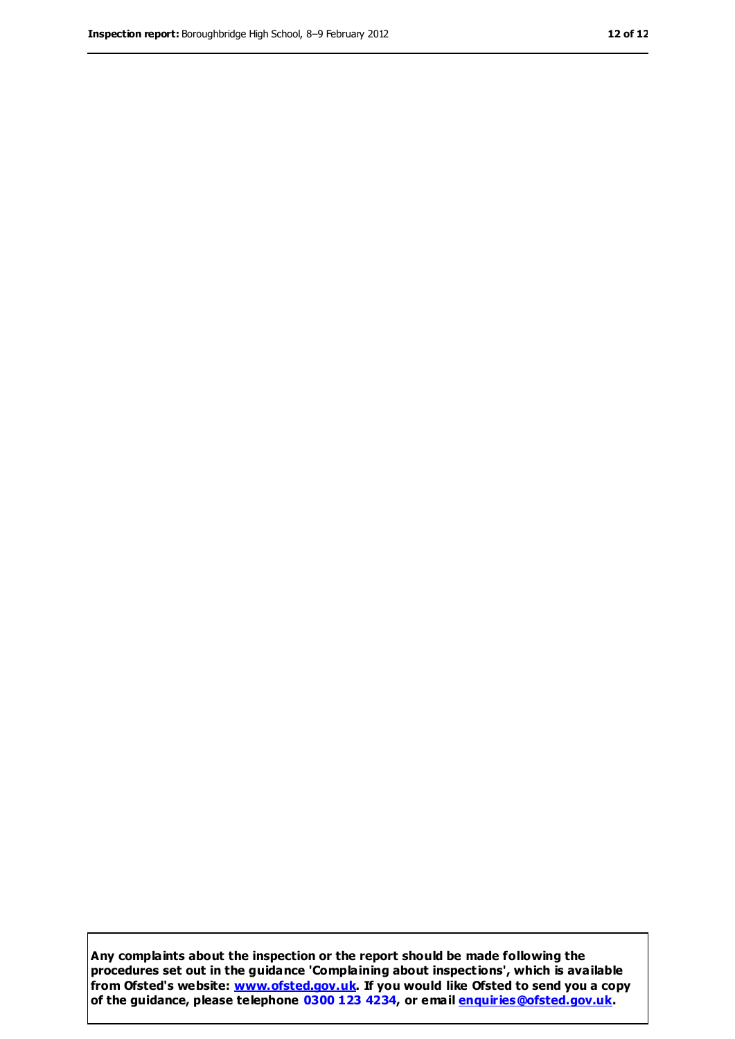**Any complaints about the inspection or the report should be made following the procedures set out in the guidance 'Complaining about inspections', which is available from Ofsted's website: [www.ofsted.gov.uk](http://www.ofsted.gov.uk). If you would like Ofsted to send you a copy of the guidance, please telephone 0300 123 4234, or email [enquiries@ofsted.gov.uk](mailto:enquiries@ofsted.gov.uk).**